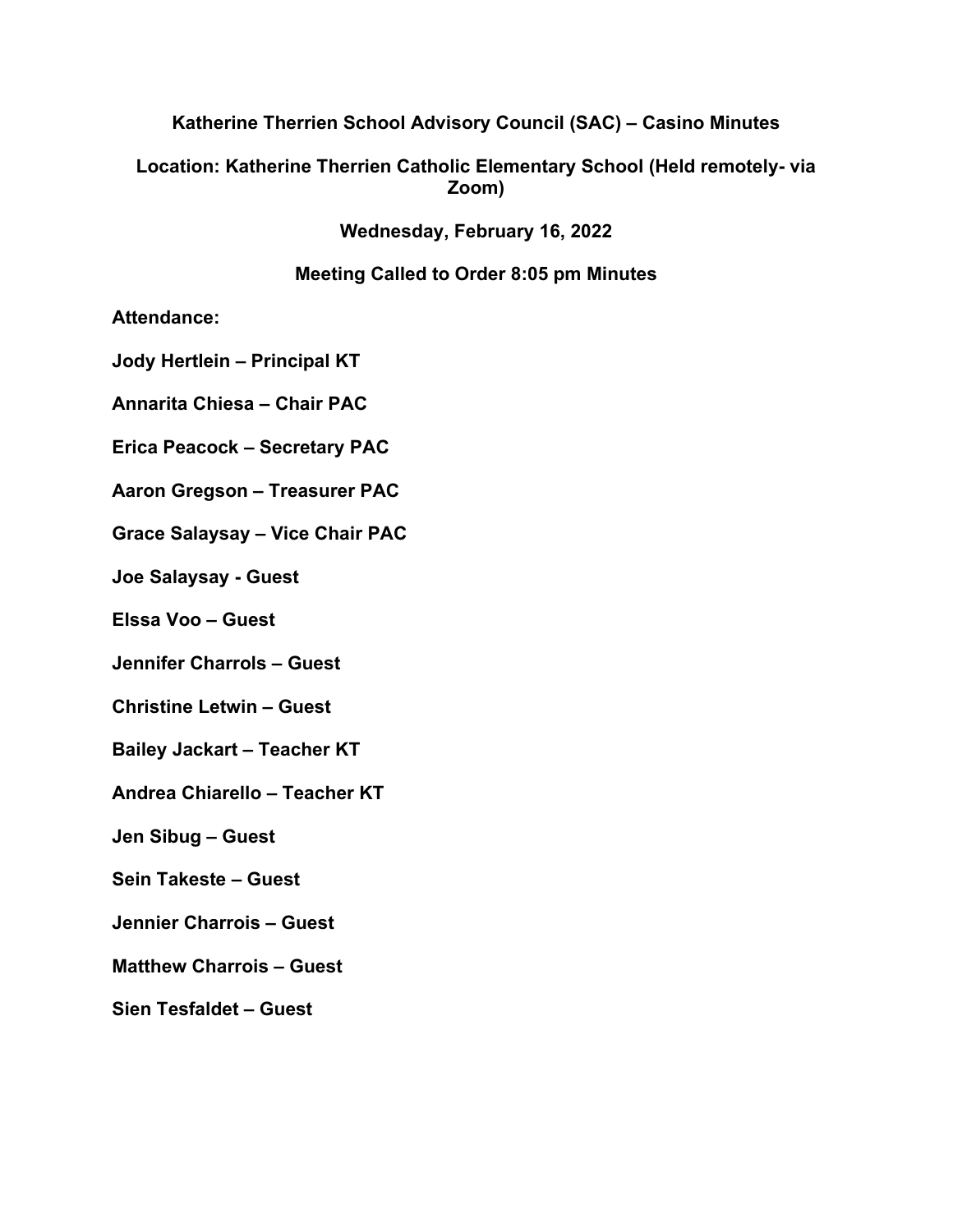**Katherine Therrien School Advisory Council (SAC) – Casino Minutes**

**Location: Katherine Therrien Catholic Elementary School (Held remotely- via Zoom)**

**Wednesday, February 16, 2022**

**Meeting Called to Order 8:05 pm Minutes**

**Attendance:**

**Jody Hertlein – Principal KT**

**Annarita Chiesa – Chair PAC**

**Erica Peacock – Secretary PAC**

**Aaron Gregson – Treasurer PAC**

**Grace Salaysay – Vice Chair PAC**

**Joe Salaysay - Guest**

**Elssa Voo – Guest**

**Jennifer Charrols – Guest**

**Christine Letwin – Guest**

**Bailey Jackart – Teacher KT**

**Andrea Chiarello – Teacher KT**

**Jen Sibug – Guest**

**Sein Takeste – Guest**

**Jennier Charrois – Guest**

**Matthew Charrois – Guest**

**Sien Tesfaldet – Guest**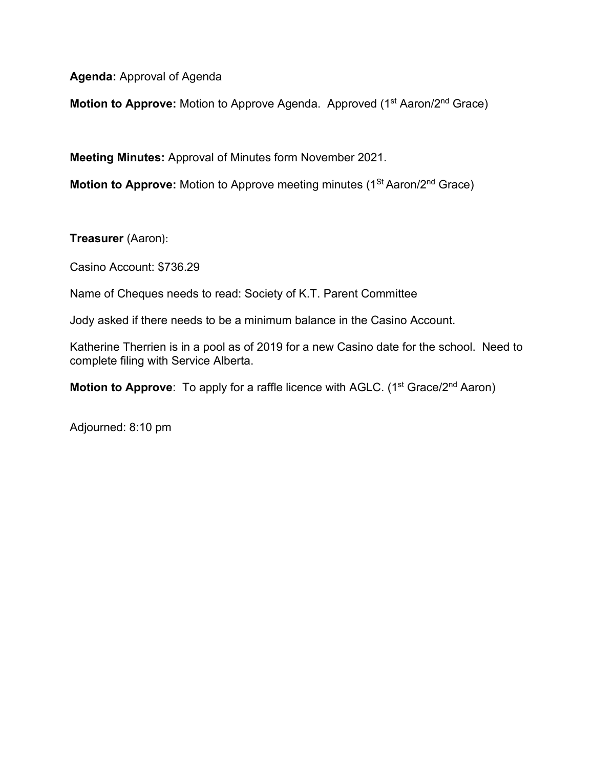**Agenda:** Approval of Agenda

**Motion to Approve:** Motion to Approve Agenda. Approved (1st Aaron/2nd Grace)

**Meeting Minutes:** Approval of Minutes form November 2021.

**Motion to Approve:** Motion to Approve meeting minutes (1St Aaron/2nd Grace)

**Treasurer** (Aaron):

Casino Account: $736.29

Name of Cheques needs to read: Society of K.T. Parent Committee

Jody asked if there needs to be a minimum balance in the Casino Account.

Katherine Therrien is in a pool as of 2019 for a new Casino date for the school. Need to complete filing with Service Alberta.

**Motion to Approve**: To apply for a raffle licence with AGLC. (1st Grace/2nd Aaron)

Adjourned: 8:10 pm